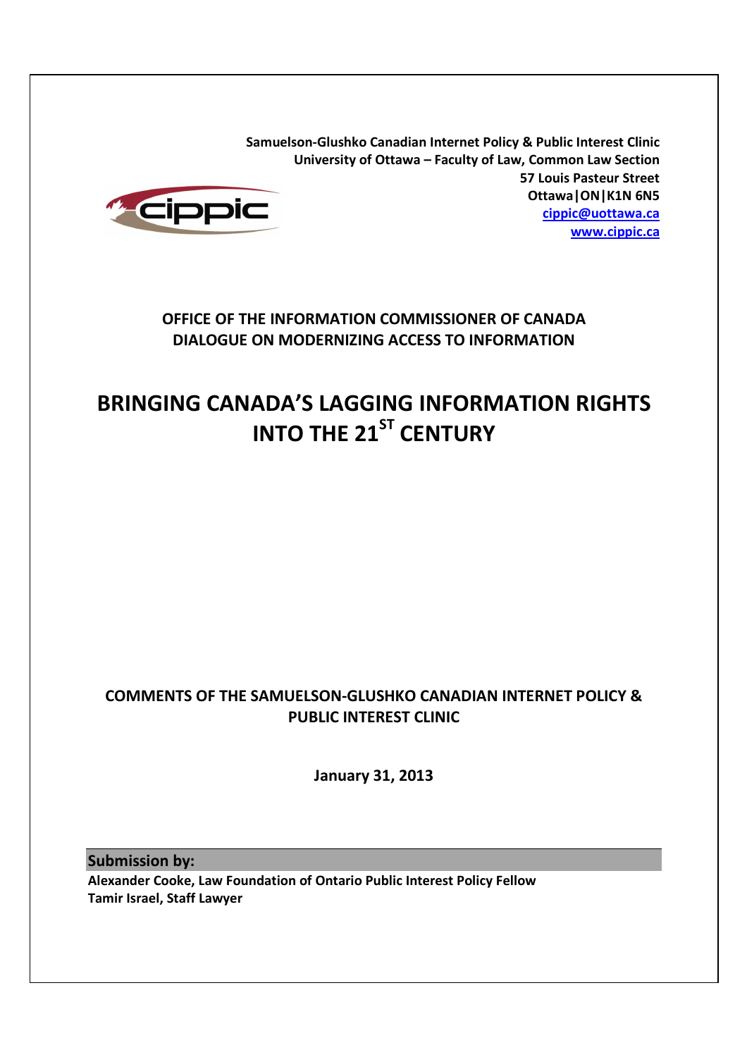**Samuelson-Glushko Canadian Internet Policy & Public Interest Clinic**
**University of Ottawa – Faculty of Law, Common Law Section**
**57 Louis Pasteur Street**
**Ottawa|ON|K1N 6N5**
**[cippic@uottawa.ca](mailto:cippic@uottawa.ca)**
**[www.cippic.ca](http://www.cippic.ca)**

## OFFICE OF THE INFORMATION COMMISSIONER OF CANADA
## DIALOGUE ON MODERNIZING ACCESS TO INFORMATION

# BRINGING CANADA'S LAGGING INFORMATION RIGHTS INTO THE 21ST CENTURY

**COMMENTS OF THE SAMUELSON-GLUSHKO CANADIAN INTERNET POLICY & PUBLIC INTEREST CLINIC**

**January 31, 2013**

**Submission by:**
**Alexander Cooke, Law Foundation of Ontario Public Interest Policy Fellow**
**Tamir Israel, Staff Lawyer**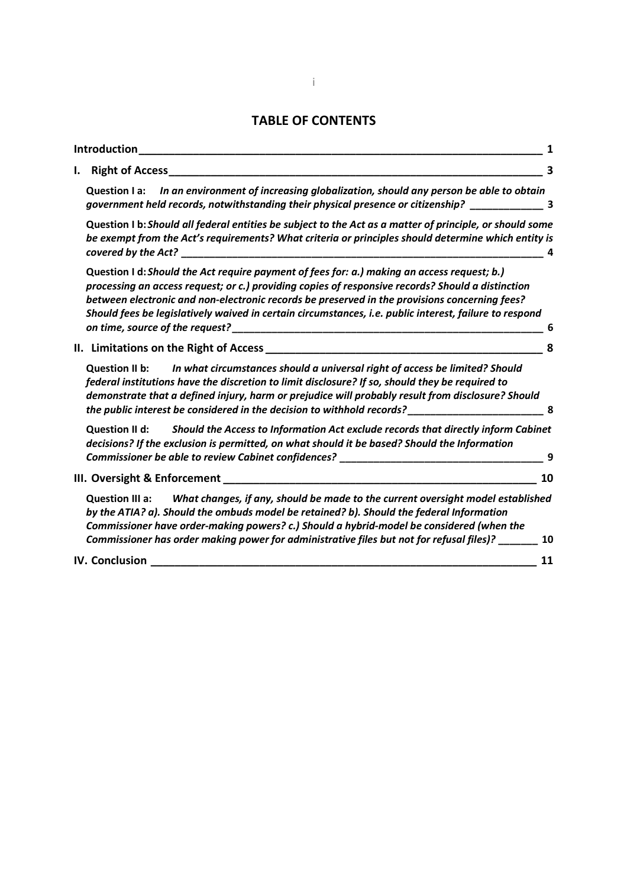# TABLE OF CONTENTS

**Introduction** ____ **1**

**I. Right of Access** ____ **3**

- **Question I a:** *In an environment of increasing globalization, should any person be able to obtain government held records, notwithstanding their physical presence or citizenship?* ____ **3**
- **Question I b:** *Should all federal entities be subject to the Act as a matter of principle, or should some be exempt from the Act's requirements? What criteria or principles should determine which entity is covered by the Act?* ____ **4**
- **Question I d:** *Should the Act require payment of fees for: a.) making an access request; b.) processing an access request; or c.) providing copies of responsive records? Should a distinction between electronic and non-electronic records be preserved in the provisions concerning fees? Should fees be legislatively waived in certain circumstances, i.e. public interest, failure to respond on time, source of the request?* ____ **6**

**II. Limitations on the Right of Access** ____ **8**

- **Question II b:** *In what circumstances should a universal right of access be limited? Should federal institutions have the discretion to limit disclosure? If so, should they be required to demonstrate that a defined injury, harm or prejudice will probably result from disclosure? Should the public interest be considered in the decision to withhold records?* ____ **8**
- **Question II d:** *Should the Access to Information Act exclude records that directly inform Cabinet decisions? If the exclusion is permitted, on what should it be based? Should the Information Commissioner be able to review Cabinet confidences?* ____ **9**

**III. Oversight & Enforcement** ____ **10**

- **Question III a:** *What changes, if any, should be made to the current oversight model established by the ATIA? a). Should the ombuds model be retained? b). Should the federal Information Commissioner have order-making powers? c.) Should a hybrid-model be considered (when the Commissioner has order making power for administrative files but not for refusal files)?* ____ **10**

**IV. Conclusion** ____ **11**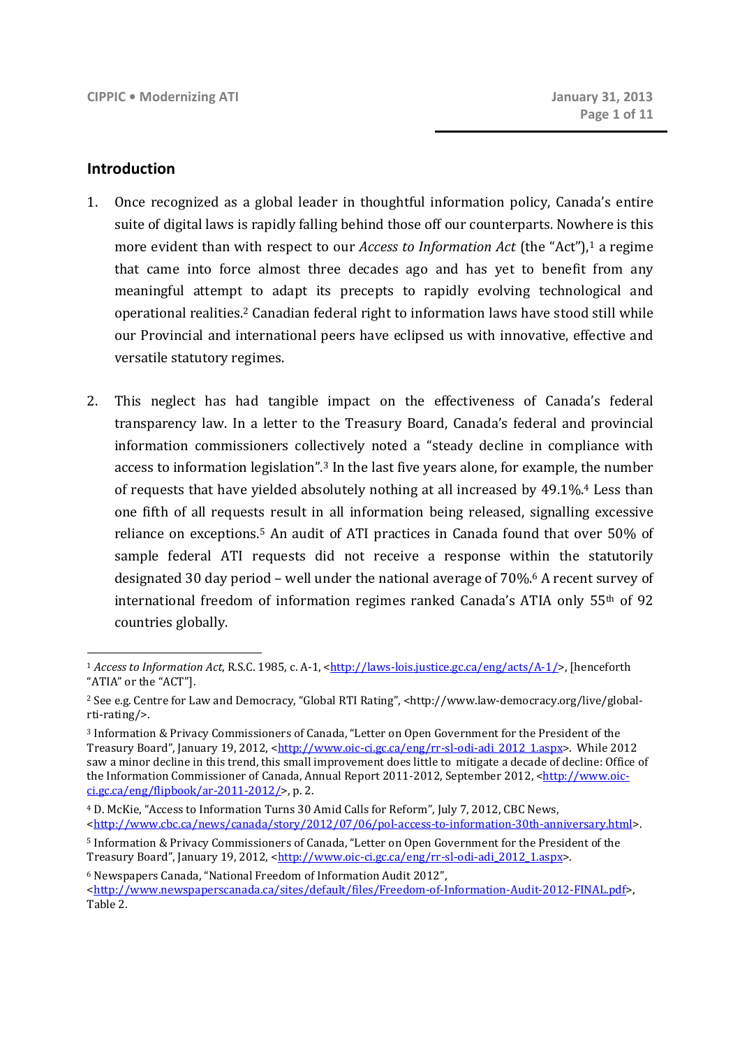## Introduction

1. Once recognized as a global leader in thoughtful information policy, Canada's entire suite of digital laws is rapidly falling behind those off our counterparts. Nowhere is this more evident than with respect to our *Access to Information Act* (the "Act"),[1] a regime that came into force almost three decades ago and has yet to benefit from any meaningful attempt to adapt its precepts to rapidly evolving technological and operational realities.[2] Canadian federal right to information laws have stood still while our Provincial and international peers have eclipsed us with innovative, effective and versatile statutory regimes.

2. This neglect has had tangible impact on the effectiveness of Canada's federal transparency law. In a letter to the Treasury Board, Canada's federal and provincial information commissioners collectively noted a "steady decline in compliance with access to information legislation".[3] In the last five years alone, for example, the number of requests that have yielded absolutely nothing at all increased by 49.1%.[4] Less than one fifth of all requests result in all information being released, signalling excessive reliance on exceptions.[5] An audit of ATI practices in Canada found that over 50% of sample federal ATI requests did not receive a response within the statutorily designated 30 day period – well under the national average of 70%.[6] A recent survey of international freedom of information regimes ranked Canada's ATIA only 55th of 92 countries globally.

---

[1] *Access to Information Act*, R.S.C. 1985, c. A-1, <http://laws-lois.justice.gc.ca/eng/acts/A-1/>, [henceforth "ATIA" or the "ACT"].

[2] See e.g. Centre for Law and Democracy, "Global RTI Rating", <http://www.law-democracy.org/live/global-rti-rating/>.

[3] Information & Privacy Commissioners of Canada, "Letter on Open Government for the President of the Treasury Board", January 19, 2012, <http://www.oic-ci.gc.ca/eng/rr-sl-odi-adi_2012_1.aspx>. While 2012 saw a minor decline in this trend, this small improvement does little to mitigate a decade of decline: Office of the Information Commissioner of Canada, Annual Report 2011-2012, September 2012, <http://www.oic-ci.gc.ca/eng/flipbook/ar-2011-2012/>, p. 2.

[4] D. McKie, "Access to Information Turns 30 Amid Calls for Reform", July 7, 2012, CBC News, <http://www.cbc.ca/news/canada/story/2012/07/06/pol-access-to-information-30th-anniversary.html>.

[5] Information & Privacy Commissioners of Canada, "Letter on Open Government for the President of the Treasury Board", January 19, 2012, <http://www.oic-ci.gc.ca/eng/rr-sl-odi-adi_2012_1.aspx>.

[6] Newspapers Canada, "National Freedom of Information Audit 2012", <http://www.newspaperscanada.ca/sites/default/files/Freedom-of-Information-Audit-2012-FINAL.pdf>, Table 2.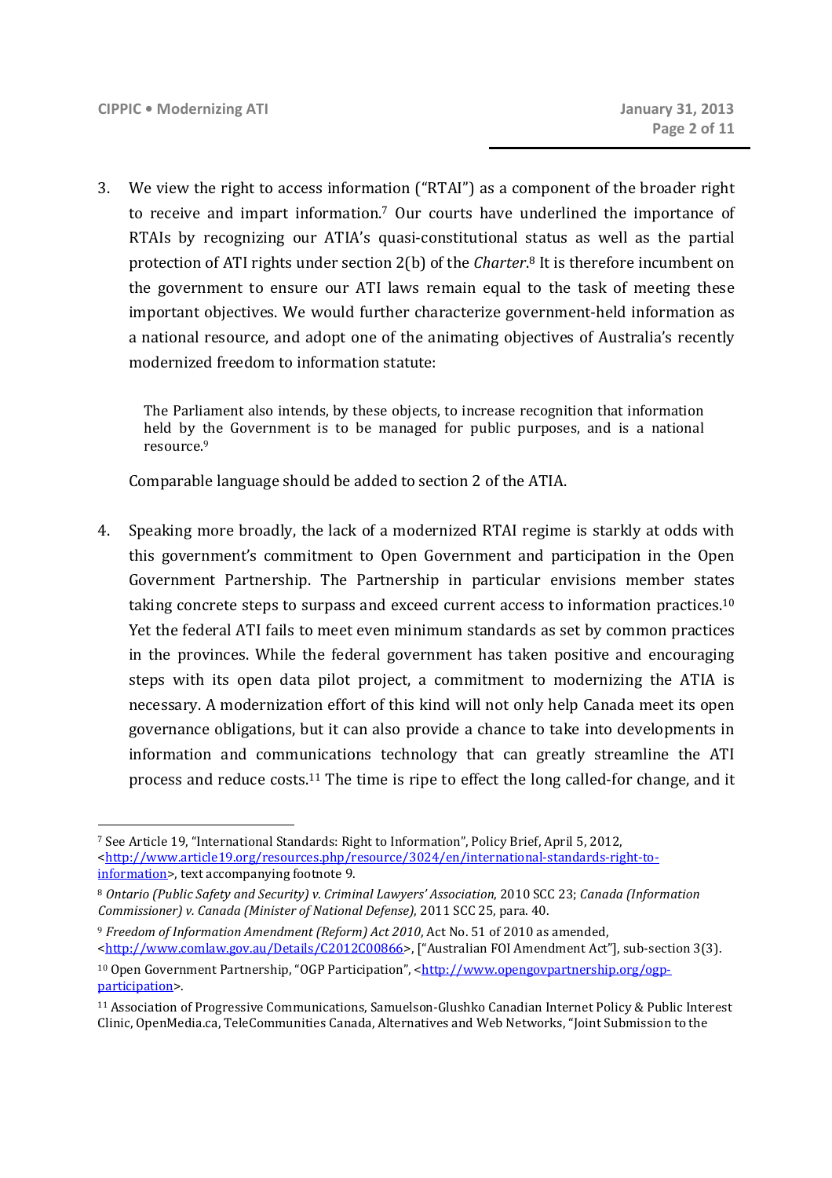3. We view the right to access information ("RTAI") as a component of the broader right to receive and impart information.[7] Our courts have underlined the importance of RTAIs by recognizing our ATIA's quasi-constitutional status as well as the partial protection of ATI rights under section 2(b) of the *Charter*.[8] It is therefore incumbent on the government to ensure our ATI laws remain equal to the task of meeting these important objectives. We would further characterize government-held information as a national resource, and adopt one of the animating objectives of Australia's recently modernized freedom to information statute:

> The Parliament also intends, by these objects, to increase recognition that information held by the Government is to be managed for public purposes, and is a national resource.[9]

   Comparable language should be added to section 2 of the ATIA.

4. Speaking more broadly, the lack of a modernized RTAI regime is starkly at odds with this government's commitment to Open Government and participation in the Open Government Partnership. The Partnership in particular envisions member states taking concrete steps to surpass and exceed current access to information practices.[10] Yet the federal ATI fails to meet even minimum standards as set by common practices in the provinces. While the federal government has taken positive and encouraging steps with its open data pilot project, a commitment to modernizing the ATIA is necessary. A modernization effort of this kind will not only help Canada meet its open governance obligations, but it can also provide a chance to take into developments in information and communications technology that can greatly streamline the ATI process and reduce costs.[11] The time is ripe to effect the long called-for change, and it

---

[7] See Article 19, "International Standards: Right to Information", Policy Brief, April 5, 2012, <http://www.article19.org/resources.php/resource/3024/en/international-standards-right-to-information>, text accompanying footnote 9.

[8] *Ontario (Public Safety and Security) v. Criminal Lawyers' Association*, 2010 SCC 23; *Canada (Information Commissioner) v. Canada (Minister of National Defense)*, 2011 SCC 25, para. 40.

[9] *Freedom of Information Amendment (Reform) Act 2010*, Act No. 51 of 2010 as amended, <http://www.comlaw.gov.au/Details/C2012C00866>, ["Australian FOI Amendment Act"], sub-section 3(3).

[10] Open Government Partnership, "OGP Participation", <http://www.opengovpartnership.org/ogp-participation>.

[11] Association of Progressive Communications, Samuelson-Glushko Canadian Internet Policy & Public Interest Clinic, OpenMedia.ca, TeleCommunities Canada, Alternatives and Web Networks, "Joint Submission to the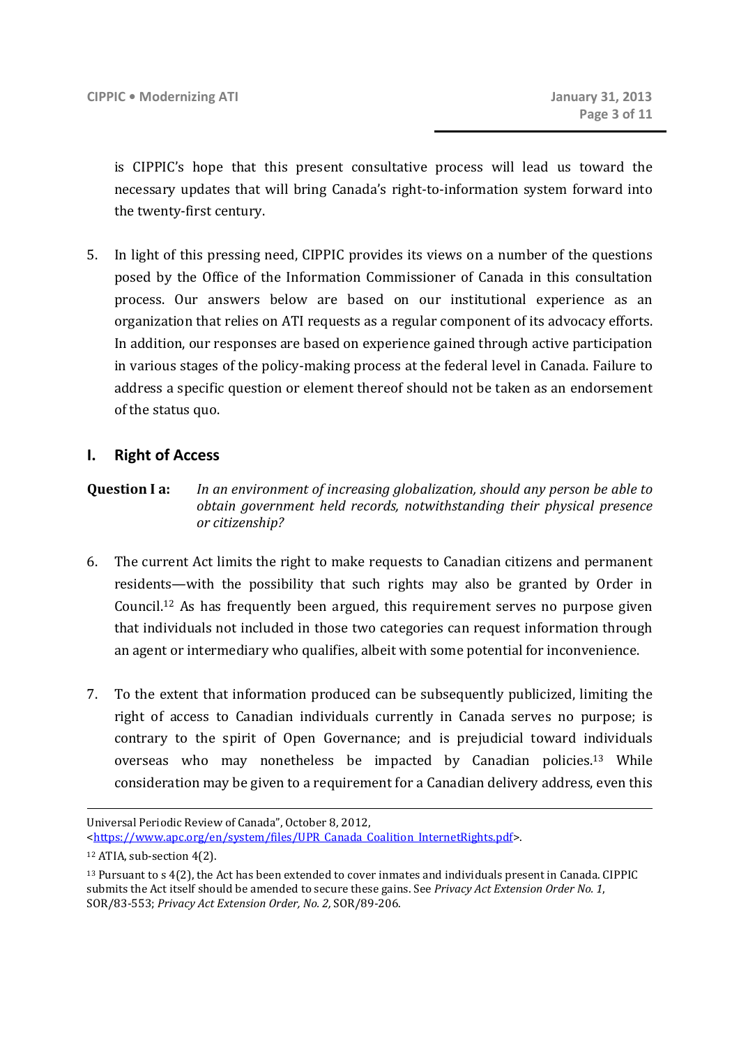is CIPPIC's hope that this present consultative process will lead us toward the necessary updates that will bring Canada's right-to-information system forward into the twenty-first century.

5. In light of this pressing need, CIPPIC provides its views on a number of the questions posed by the Office of the Information Commissioner of Canada in this consultation process. Our answers below are based on our institutional experience as an organization that relies on ATI requests as a regular component of its advocacy efforts. In addition, our responses are based on experience gained through active participation in various stages of the policy-making process at the federal level in Canada. Failure to address a specific question or element thereof should not be taken as an endorsement of the status quo.

## I. Right of Access

**Question I a:** *In an environment of increasing globalization, should any person be able to obtain government held records, notwithstanding their physical presence or citizenship?*

6. The current Act limits the right to make requests to Canadian citizens and permanent residents—with the possibility that such rights may also be granted by Order in Council.[12] As has frequently been argued, this requirement serves no purpose given that individuals not included in those two categories can request information through an agent or intermediary who qualifies, albeit with some potential for inconvenience.

7. To the extent that information produced can be subsequently publicized, limiting the right of access to Canadian individuals currently in Canada serves no purpose; is contrary to the spirit of Open Governance; and is prejudicial toward individuals overseas who may nonetheless be impacted by Canadian policies.[13] While consideration may be given to a requirement for a Canadian delivery address, even this

---

Universal Periodic Review of Canada", October 8, 2012, <https://www.apc.org/en/system/files/UPR_Canada_Coalition_InternetRights.pdf>.

[12] ATIA, sub-section 4(2).

[13] Pursuant to s 4(2), the Act has been extended to cover inmates and individuals present in Canada. CIPPIC submits the Act itself should be amended to secure these gains. See *Privacy Act Extension Order No. 1*, SOR/83-553; *Privacy Act Extension Order, No. 2*, SOR/89-206.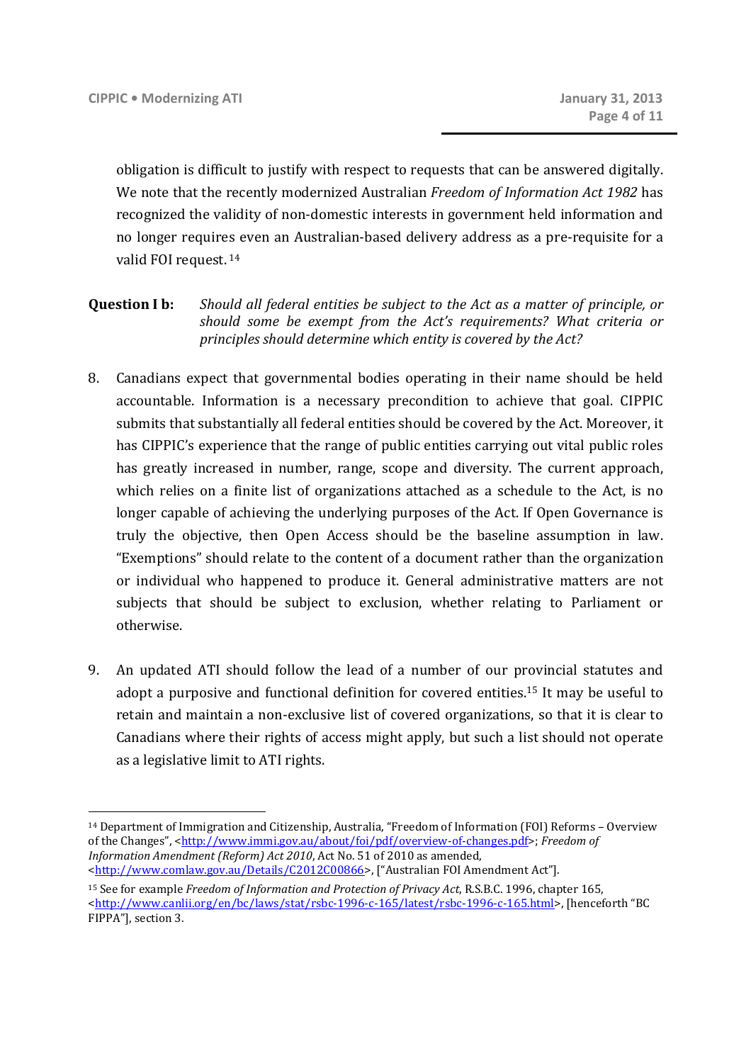obligation is difficult to justify with respect to requests that can be answered digitally. We note that the recently modernized Australian *Freedom of Information Act 1982* has recognized the validity of non-domestic interests in government held information and no longer requires even an Australian-based delivery address as a pre-requisite for a valid FOI request.[14]

**Question I b:** *Should all federal entities be subject to the Act as a matter of principle, or should some be exempt from the Act's requirements? What criteria or principles should determine which entity is covered by the Act?*

8. Canadians expect that governmental bodies operating in their name should be held accountable. Information is a necessary precondition to achieve that goal. CIPPIC submits that substantially all federal entities should be covered by the Act. Moreover, it has CIPPIC's experience that the range of public entities carrying out vital public roles has greatly increased in number, range, scope and diversity. The current approach, which relies on a finite list of organizations attached as a schedule to the Act, is no longer capable of achieving the underlying purposes of the Act. If Open Governance is truly the objective, then Open Access should be the baseline assumption in law. "Exemptions" should relate to the content of a document rather than the organization or individual who happened to produce it. General administrative matters are not subjects that should be subject to exclusion, whether relating to Parliament or otherwise.

9. An updated ATI should follow the lead of a number of our provincial statutes and adopt a purposive and functional definition for covered entities.[15] It may be useful to retain and maintain a non-exclusive list of covered organizations, so that it is clear to Canadians where their rights of access might apply, but such a list should not operate as a legislative limit to ATI rights.

---

[14] Department of Immigration and Citizenship, Australia, "Freedom of Information (FOI) Reforms – Overview of the Changes", <http://www.immi.gov.au/about/foi/pdf/overview-of-changes.pdf>; *Freedom of Information Amendment (Reform) Act 2010*, Act No. 51 of 2010 as amended, <http://www.comlaw.gov.au/Details/C2012C00866>, ["Australian FOI Amendment Act"].

[15] See for example *Freedom of Information and Protection of Privacy Act*, R.S.B.C. 1996, chapter 165, <http://www.canlii.org/en/bc/laws/stat/rsbc-1996-c-165/latest/rsbc-1996-c-165.html>, [henceforth "BC FIPPA"], section 3.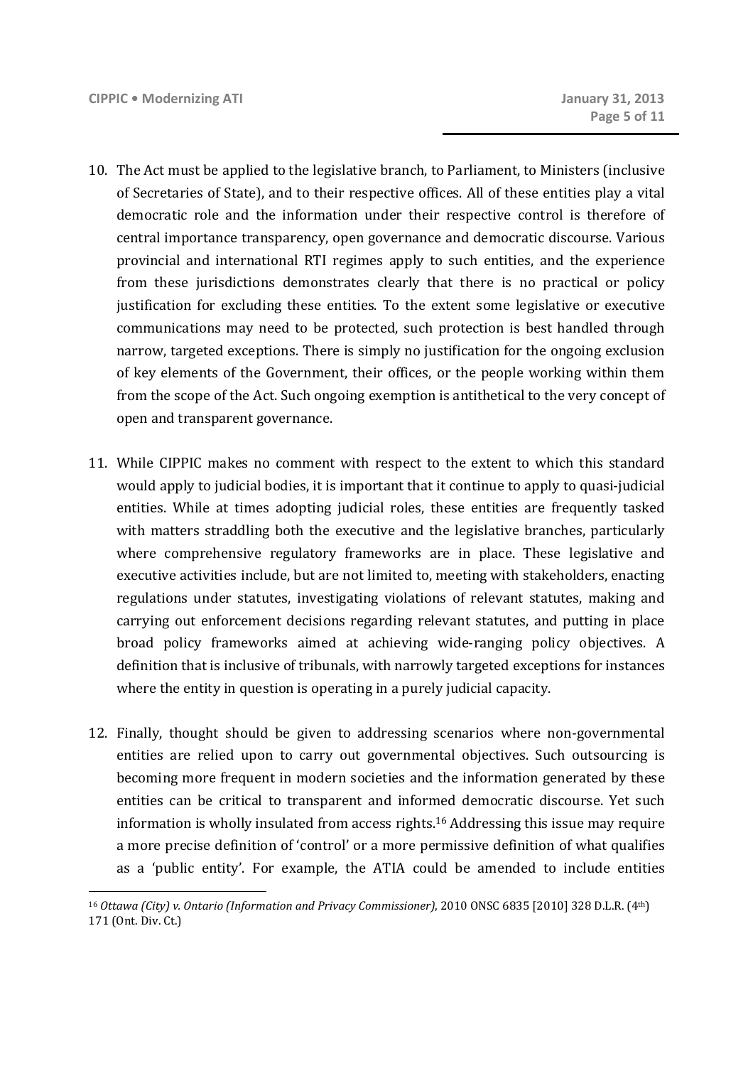10. The Act must be applied to the legislative branch, to Parliament, to Ministers (inclusive of Secretaries of State), and to their respective offices. All of these entities play a vital democratic role and the information under their respective control is therefore of central importance transparency, open governance and democratic discourse. Various provincial and international RTI regimes apply to such entities, and the experience from these jurisdictions demonstrates clearly that there is no practical or policy justification for excluding these entities. To the extent some legislative or executive communications may need to be protected, such protection is best handled through narrow, targeted exceptions. There is simply no justification for the ongoing exclusion of key elements of the Government, their offices, or the people working within them from the scope of the Act. Such ongoing exemption is antithetical to the very concept of open and transparent governance.

11. While CIPPIC makes no comment with respect to the extent to which this standard would apply to judicial bodies, it is important that it continue to apply to quasi-judicial entities. While at times adopting judicial roles, these entities are frequently tasked with matters straddling both the executive and the legislative branches, particularly where comprehensive regulatory frameworks are in place. These legislative and executive activities include, but are not limited to, meeting with stakeholders, enacting regulations under statutes, investigating violations of relevant statutes, making and carrying out enforcement decisions regarding relevant statutes, and putting in place broad policy frameworks aimed at achieving wide-ranging policy objectives. A definition that is inclusive of tribunals, with narrowly targeted exceptions for instances where the entity in question is operating in a purely judicial capacity.

12. Finally, thought should be given to addressing scenarios where non-governmental entities are relied upon to carry out governmental objectives. Such outsourcing is becoming more frequent in modern societies and the information generated by these entities can be critical to transparent and informed democratic discourse. Yet such information is wholly insulated from access rights.[16] Addressing this issue may require a more precise definition of 'control' or a more permissive definition of what qualifies as a 'public entity'. For example, the ATIA could be amended to include entities

---

[16] *Ottawa (City) v. Ontario (Information and Privacy Commissioner)*, 2010 ONSC 6835 [2010] 328 D.L.R. (4th) 171 (Ont. Div. Ct.)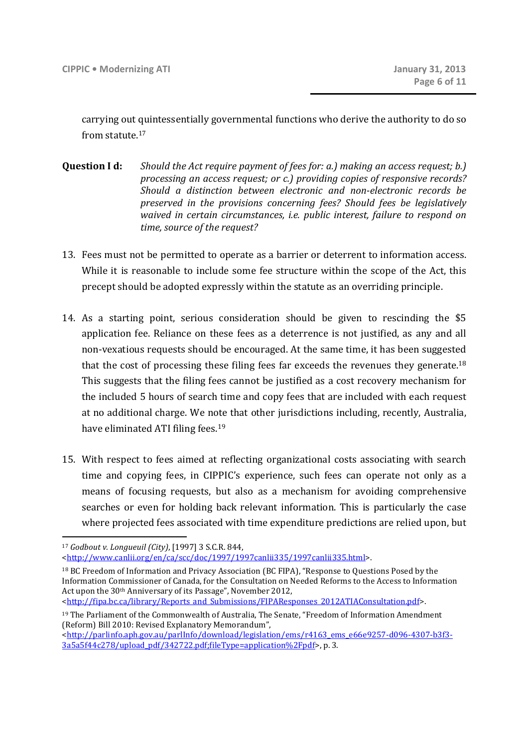carrying out quintessentially governmental functions who derive the authority to do so from statute.[17]

**Question I d:** *Should the Act require payment of fees for: a.) making an access request; b.) processing an access request; or c.) providing copies of responsive records? Should a distinction between electronic and non-electronic records be preserved in the provisions concerning fees? Should fees be legislatively waived in certain circumstances, i.e. public interest, failure to respond on time, source of the request?*

13. Fees must not be permitted to operate as a barrier or deterrent to information access. While it is reasonable to include some fee structure within the scope of the Act, this precept should be adopted expressly within the statute as an overriding principle.

14. As a starting point, serious consideration should be given to rescinding the $5 application fee. Reliance on these fees as a deterrence is not justified, as any and all non-vexatious requests should be encouraged. At the same time, it has been suggested that the cost of processing these filing fees far exceeds the revenues they generate.[18] This suggests that the filing fees cannot be justified as a cost recovery mechanism for the included 5 hours of search time and copy fees that are included with each request at no additional charge. We note that other jurisdictions including, recently, Australia, have eliminated ATI filing fees.[19]

15. With respect to fees aimed at reflecting organizational costs associating with search time and copying fees, in CIPPIC's experience, such fees can operate not only as a means of focusing requests, but also as a mechanism for avoiding comprehensive searches or even for holding back relevant information. This is particularly the case where projected fees associated with time expenditure predictions are relied upon, but

---

[17] *Godbout v. Longueuil (City)*, [1997] 3 S.C.R. 844, <http://www.canlii.org/en/ca/scc/doc/1997/1997canlii335/1997canlii335.html>.

[18] BC Freedom of Information and Privacy Association (BC FIPA), "Response to Questions Posed by the Information Commissioner of Canada, for the Consultation on Needed Reforms to the Access to Information Act upon the 30th Anniversary of its Passage", November 2012, <http://fipa.bc.ca/library/Reports_and_Submissions/FIPAResponses_2012ATIAConsultation.pdf>.

[19] The Parliament of the Commonwealth of Australia, The Senate, "Freedom of Information Amendment (Reform) Bill 2010: Revised Explanatory Memorandum", <http://parlinfo.aph.gov.au/parlInfo/download/legislation/ems/r4163_ems_e66e9257-d096-4307-b3f3-3a5a5f44c278/upload_pdf/342722.pdf;fileType=application%2Fpdf>, p. 3.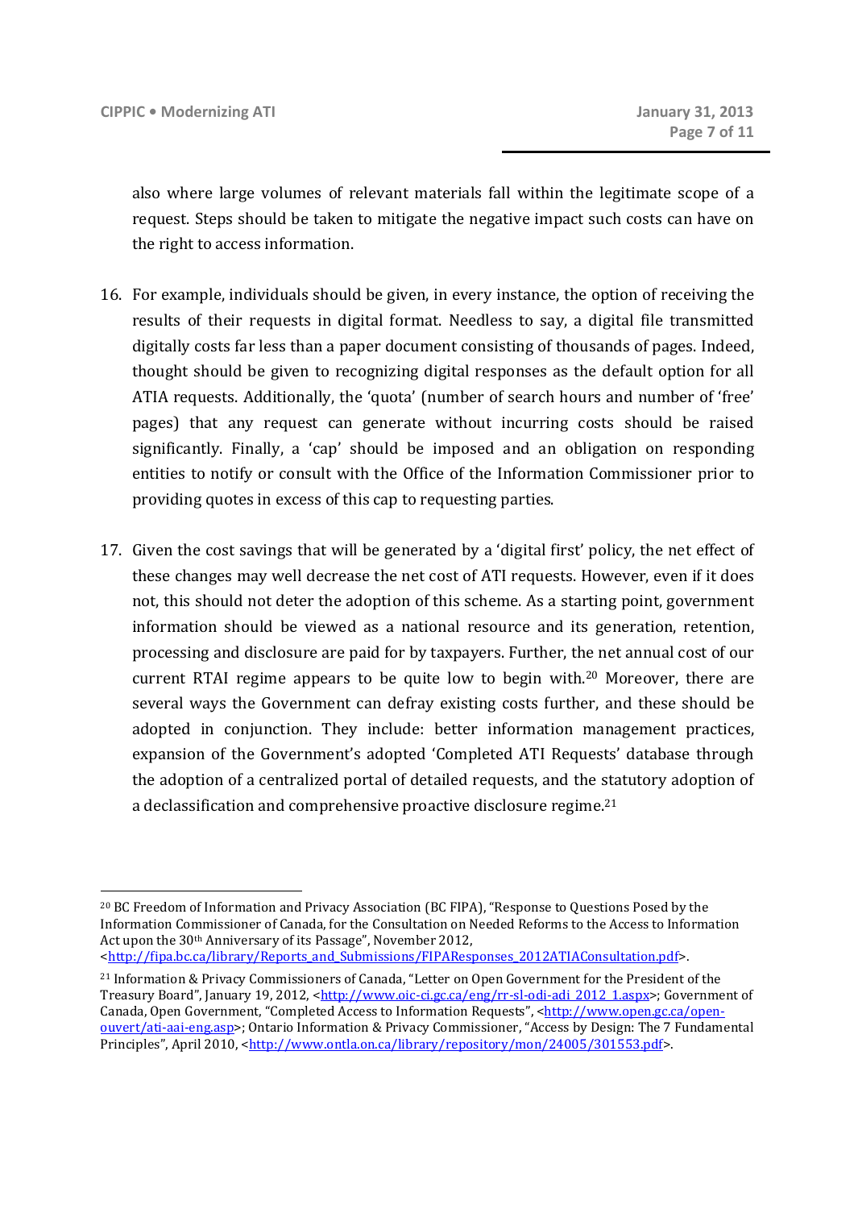also where large volumes of relevant materials fall within the legitimate scope of a request. Steps should be taken to mitigate the negative impact such costs can have on the right to access information.

16. For example, individuals should be given, in every instance, the option of receiving the results of their requests in digital format. Needless to say, a digital file transmitted digitally costs far less than a paper document consisting of thousands of pages. Indeed, thought should be given to recognizing digital responses as the default option for all ATIA requests. Additionally, the 'quota' (number of search hours and number of 'free' pages) that any request can generate without incurring costs should be raised significantly. Finally, a 'cap' should be imposed and an obligation on responding entities to notify or consult with the Office of the Information Commissioner prior to providing quotes in excess of this cap to requesting parties.

17. Given the cost savings that will be generated by a 'digital first' policy, the net effect of these changes may well decrease the net cost of ATI requests. However, even if it does not, this should not deter the adoption of this scheme. As a starting point, government information should be viewed as a national resource and its generation, retention, processing and disclosure are paid for by taxpayers. Further, the net annual cost of our current RTAI regime appears to be quite low to begin with.[20] Moreover, there are several ways the Government can defray existing costs further, and these should be adopted in conjunction. They include: better information management practices, expansion of the Government's adopted 'Completed ATI Requests' database through the adoption of a centralized portal of detailed requests, and the statutory adoption of a declassification and comprehensive proactive disclosure regime.[21]

---

[20] BC Freedom of Information and Privacy Association (BC FIPA), "Response to Questions Posed by the Information Commissioner of Canada, for the Consultation on Needed Reforms to the Access to Information Act upon the 30th Anniversary of its Passage", November 2012, <http://fipa.bc.ca/library/Reports_and_Submissions/FIPAResponses_2012ATIAConsultation.pdf>.

[21] Information & Privacy Commissioners of Canada, "Letter on Open Government for the President of the Treasury Board", January 19, 2012, <http://www.oic-ci.gc.ca/eng/rr-sl-odi-adi_2012_1.aspx>; Government of Canada, Open Government, "Completed Access to Information Requests", <http://www.open.gc.ca/open-ouvert/ati-aai-eng.asp>; Ontario Information & Privacy Commissioner, "Access by Design: The 7 Fundamental Principles", April 2010, <http://www.ontla.on.ca/library/repository/mon/24005/301553.pdf>.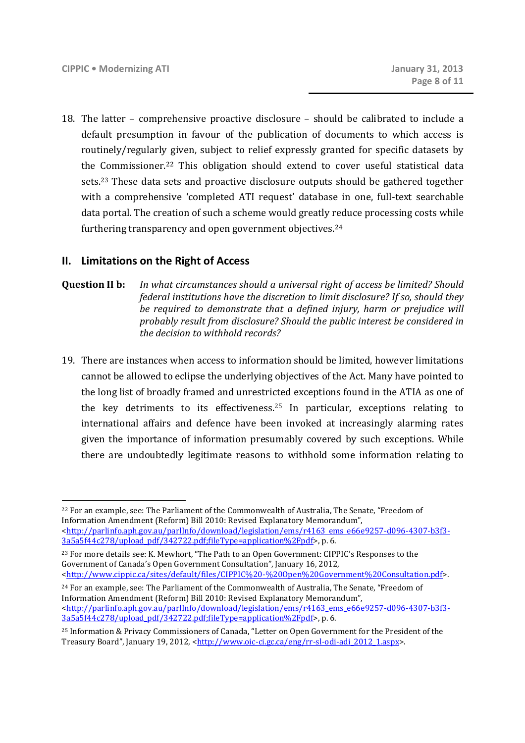18. The latter – comprehensive proactive disclosure – should be calibrated to include a default presumption in favour of the publication of documents to which access is routinely/regularly given, subject to relief expressly granted for specific datasets by the Commissioner.[22] This obligation should extend to cover useful statistical data sets.[23] These data sets and proactive disclosure outputs should be gathered together with a comprehensive 'completed ATI request' database in one, full-text searchable data portal. The creation of such a scheme would greatly reduce processing costs while furthering transparency and open government objectives.[24]

## II. Limitations on the Right of Access

**Question II b:** *In what circumstances should a universal right of access be limited? Should federal institutions have the discretion to limit disclosure? If so, should they be required to demonstrate that a defined injury, harm or prejudice will probably result from disclosure? Should the public interest be considered in the decision to withhold records?*

19. There are instances when access to information should be limited, however limitations cannot be allowed to eclipse the underlying objectives of the Act. Many have pointed to the long list of broadly framed and unrestricted exceptions found in the ATIA as one of the key detriments to its effectiveness.[25] In particular, exceptions relating to international affairs and defence have been invoked at increasingly alarming rates given the importance of information presumably covered by such exceptions. While there are undoubtedly legitimate reasons to withhold some information relating to

---

[22] For an example, see: The Parliament of the Commonwealth of Australia, The Senate, "Freedom of Information Amendment (Reform) Bill 2010: Revised Explanatory Memorandum", <http://parlinfo.aph.gov.au/parlInfo/download/legislation/ems/r4163_ems_e66e9257-d096-4307-b3f3-3a5a5f44c278/upload_pdf/342722.pdf;fileType=application%2Fpdf>, p. 6.

[23] For more details see: K. Mewhort, "The Path to an Open Government: CIPPIC's Responses to the Government of Canada's Open Government Consultation", January 16, 2012, <http://www.cippic.ca/sites/default/files/CIPPIC%20-%20Open%20Government%20Consultation.pdf>.

[24] For an example, see: The Parliament of the Commonwealth of Australia, The Senate, "Freedom of Information Amendment (Reform) Bill 2010: Revised Explanatory Memorandum", <http://parlinfo.aph.gov.au/parlInfo/download/legislation/ems/r4163_ems_e66e9257-d096-4307-b3f3-3a5a5f44c278/upload_pdf/342722.pdf;fileType=application%2Fpdf>, p. 6.

[25] Information & Privacy Commissioners of Canada, "Letter on Open Government for the President of the Treasury Board", January 19, 2012, <http://www.oic-ci.gc.ca/eng/rr-sl-odi-adi_2012_1.aspx>.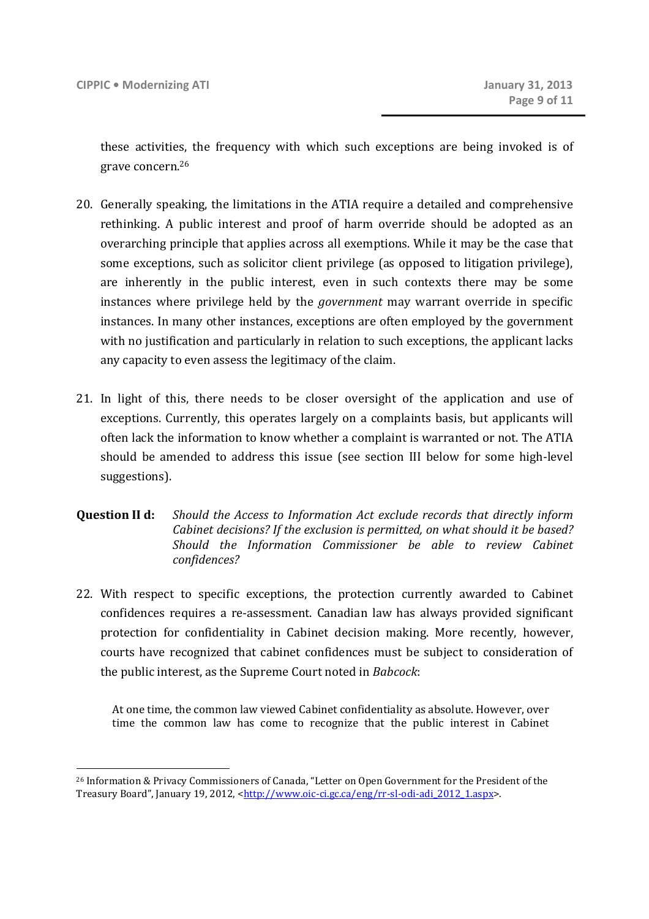these activities, the frequency with which such exceptions are being invoked is of grave concern.[26]

20. Generally speaking, the limitations in the ATIA require a detailed and comprehensive rethinking. A public interest and proof of harm override should be adopted as an overarching principle that applies across all exemptions. While it may be the case that some exceptions, such as solicitor client privilege (as opposed to litigation privilege), are inherently in the public interest, even in such contexts there may be some instances where privilege held by the *government* may warrant override in specific instances. In many other instances, exceptions are often employed by the government with no justification and particularly in relation to such exceptions, the applicant lacks any capacity to even assess the legitimacy of the claim.

21. In light of this, there needs to be closer oversight of the application and use of exceptions. Currently, this operates largely on a complaints basis, but applicants will often lack the information to know whether a complaint is warranted or not. The ATIA should be amended to address this issue (see section III below for some high-level suggestions).

**Question II d:** *Should the Access to Information Act exclude records that directly inform Cabinet decisions? If the exclusion is permitted, on what should it be based? Should the Information Commissioner be able to review Cabinet confidences?*

22. With respect to specific exceptions, the protection currently awarded to Cabinet confidences requires a re-assessment. Canadian law has always provided significant protection for confidentiality in Cabinet decision making. More recently, however, courts have recognized that cabinet confidences must be subject to consideration of the public interest, as the Supreme Court noted in *Babcock*:

> At one time, the common law viewed Cabinet confidentiality as absolute. However, over time the common law has come to recognize that the public interest in Cabinet

---

[26] Information & Privacy Commissioners of Canada, "Letter on Open Government for the President of the Treasury Board", January 19, 2012, <http://www.oic-ci.gc.ca/eng/rr-sl-odi-adi_2012_1.aspx>.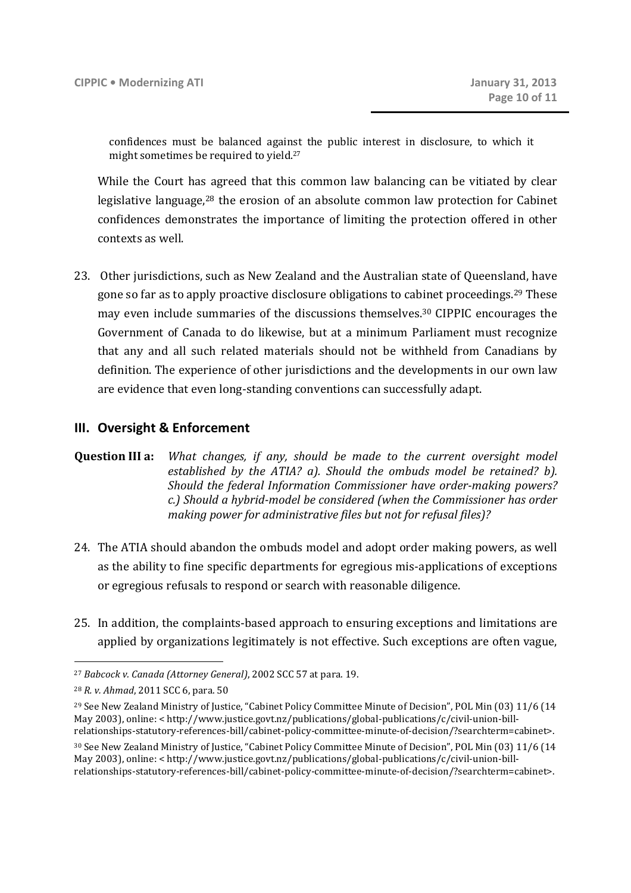> confidences must be balanced against the public interest in disclosure, to which it might sometimes be required to yield.[27]

While the Court has agreed that this common law balancing can be vitiated by clear legislative language,[28] the erosion of an absolute common law protection for Cabinet confidences demonstrates the importance of limiting the protection offered in other contexts as well.

23. Other jurisdictions, such as New Zealand and the Australian state of Queensland, have gone so far as to apply proactive disclosure obligations to cabinet proceedings.[29] These may even include summaries of the discussions themselves.[30] CIPPIC encourages the Government of Canada to do likewise, but at a minimum Parliament must recognize that any and all such related materials should not be withheld from Canadians by definition. The experience of other jurisdictions and the developments in our own law are evidence that even long-standing conventions can successfully adapt.

## III. Oversight & Enforcement

**Question III a:** *What changes, if any, should be made to the current oversight model established by the ATIA? a). Should the ombuds model be retained? b). Should the federal Information Commissioner have order-making powers? c.) Should a hybrid-model be considered (when the Commissioner has order making power for administrative files but not for refusal files)?*

24. The ATIA should abandon the ombuds model and adopt order making powers, as well as the ability to fine specific departments for egregious mis-applications of exceptions or egregious refusals to respond or search with reasonable diligence.

25. In addition, the complaints-based approach to ensuring exceptions and limitations are applied by organizations legitimately is not effective. Such exceptions are often vague,

---

[27] *Babcock v. Canada (Attorney General)*, 2002 SCC 57 at para. 19.

[28] *R. v. Ahmad*, 2011 SCC 6, para. 50

[29] See New Zealand Ministry of Justice, "Cabinet Policy Committee Minute of Decision", POL Min (03) 11/6 (14 May 2003), online: < http://www.justice.govt.nz/publications/global-publications/c/civil-union-bill-relationships-statutory-references-bill/cabinet-policy-committee-minute-of-decision/?searchterm=cabinet>.

[30] See New Zealand Ministry of Justice, "Cabinet Policy Committee Minute of Decision", POL Min (03) 11/6 (14 May 2003), online: < http://www.justice.govt.nz/publications/global-publications/c/civil-union-bill-relationships-statutory-references-bill/cabinet-policy-committee-minute-of-decision/?searchterm=cabinet>.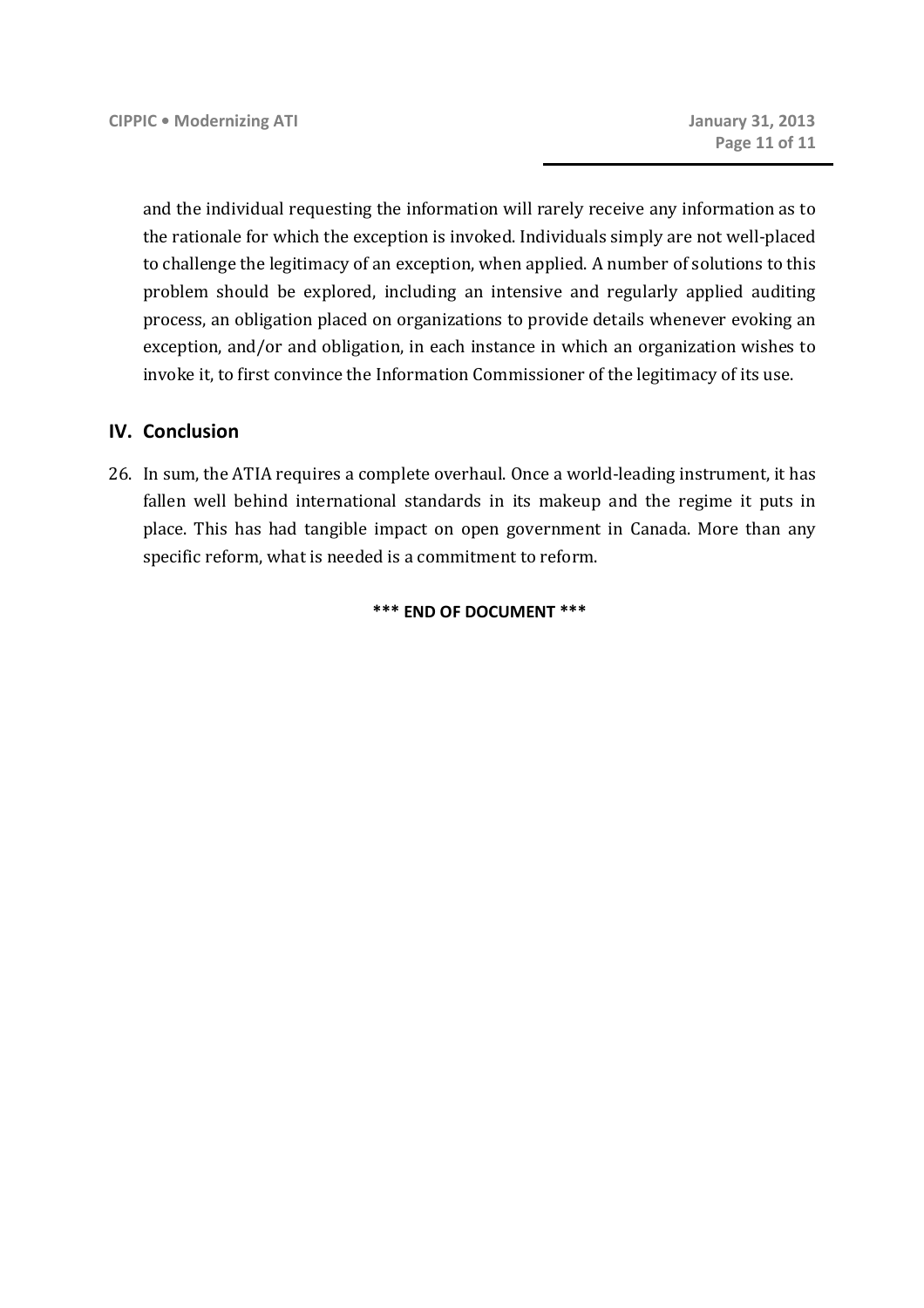and the individual requesting the information will rarely receive any information as to the rationale for which the exception is invoked. Individuals simply are not well-placed to challenge the legitimacy of an exception, when applied. A number of solutions to this problem should be explored, including an intensive and regularly applied auditing process, an obligation placed on organizations to provide details whenever evoking an exception, and/or and obligation, in each instance in which an organization wishes to invoke it, to first convince the Information Commissioner of the legitimacy of its use.

## IV. Conclusion

26. In sum, the ATIA requires a complete overhaul. Once a world-leading instrument, it has fallen well behind international standards in its makeup and the regime it puts in place. This has had tangible impact on open government in Canada. More than any specific reform, what is needed is a commitment to reform.

**\*\*\* END OF DOCUMENT \*\*\***